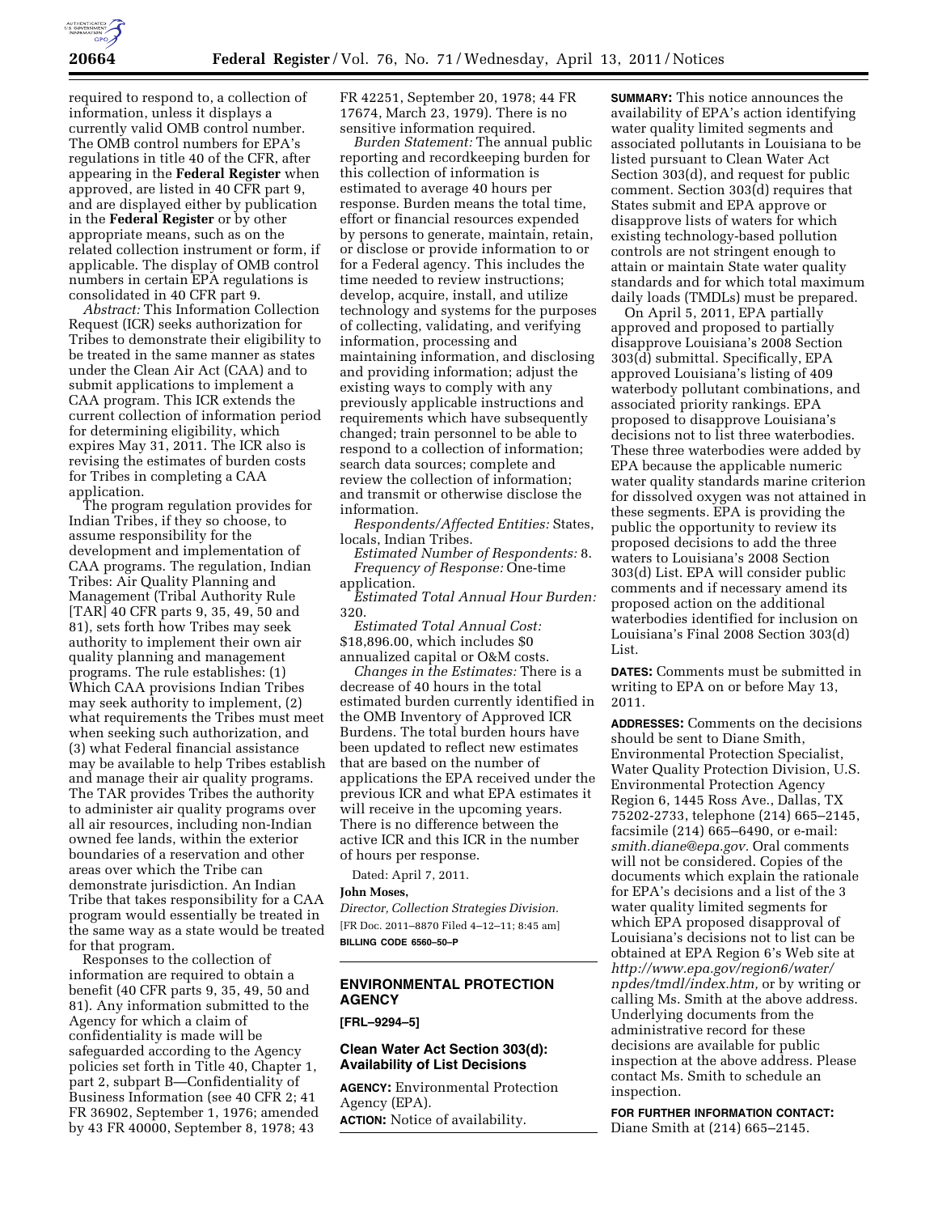required to respond to, a collection of information, unless it displays a currently valid OMB control number. The OMB control numbers for EPA's regulations in title 40 of the CFR, after appearing in the **Federal Register** when approved, are listed in 40 CFR part 9, and are displayed either by publication in the **Federal Register** or by other appropriate means, such as on the related collection instrument or form, if applicable. The display of OMB control numbers in certain EPA regulations is consolidated in 40 CFR part 9.

*Abstract:* This Information Collection Request (ICR) seeks authorization for Tribes to demonstrate their eligibility to be treated in the same manner as states under the Clean Air Act (CAA) and to submit applications to implement a CAA program. This ICR extends the current collection of information period for determining eligibility, which expires May 31, 2011. The ICR also is revising the estimates of burden costs for Tribes in completing a CAA application.

The program regulation provides for Indian Tribes, if they so choose, to assume responsibility for the development and implementation of CAA programs. The regulation, Indian Tribes: Air Quality Planning and Management (Tribal Authority Rule [TAR] 40 CFR parts 9, 35, 49, 50 and 81), sets forth how Tribes may seek authority to implement their own air quality planning and management programs. The rule establishes: (1) Which CAA provisions Indian Tribes may seek authority to implement, (2) what requirements the Tribes must meet when seeking such authorization, and (3) what Federal financial assistance may be available to help Tribes establish and manage their air quality programs. The TAR provides Tribes the authority to administer air quality programs over all air resources, including non-Indian owned fee lands, within the exterior boundaries of a reservation and other areas over which the Tribe can demonstrate jurisdiction. An Indian Tribe that takes responsibility for a CAA program would essentially be treated in the same way as a state would be treated for that program.

Responses to the collection of information are required to obtain a benefit (40 CFR parts 9, 35, 49, 50 and 81). Any information submitted to the Agency for which a claim of confidentiality is made will be safeguarded according to the Agency policies set forth in Title 40, Chapter 1, part 2, subpart B—Confidentiality of Business Information (see 40 CFR 2; 41 FR 36902, September 1, 1976; amended by 43 FR 40000, September 8, 1978; 43 FR 42251, September 20, 1978; 44 FR 17674, March 23, 1979). There is no sensitive information required.

*Burden Statement:* The annual public reporting and recordkeeping burden for this collection of information is estimated to average 40 hours per response. Burden means the total time, effort or financial resources expended by persons to generate, maintain, retain, or disclose or provide information to or for a Federal agency. This includes the time needed to review instructions; develop, acquire, install, and utilize technology and systems for the purposes of collecting, validating, and verifying information, processing and maintaining information, and disclosing and providing information; adjust the existing ways to comply with any previously applicable instructions and requirements which have subsequently changed; train personnel to be able to respond to a collection of information; search data sources; complete and review the collection of information; and transmit or otherwise disclose the information.

*Respondents/Affected Entities:* States, locals, Indian Tribes.

*Estimated Number of Respondents:* 8.

*Frequency of Response:* One-time application.

*Estimated Total Annual Hour Burden:* 320.

*Estimated Total Annual Cost:* $18,896.00, which includes $0 annualized capital or O&M costs.

*Changes in the Estimates:* There is a decrease of 40 hours in the total estimated burden currently identified in the OMB Inventory of Approved ICR Burdens. The total burden hours have been updated to reflect new estimates that are based on the number of applications the EPA received under the previous ICR and what EPA estimates it will receive in the upcoming years. There is no difference between the active ICR and this ICR in the number of hours per response.

Dated: April 7, 2011.

**John Moses,**

*Director, Collection Strategies Division.*

[FR Doc. 2011–8870 Filed 4–12–11; 8:45 am]

**BILLING CODE 6560–50–P**

---

## ENVIRONMENTAL PROTECTION AGENCY

**[FRL–9294–5]**

### Clean Water Act Section 303(d): Availability of List Decisions

**AGENCY:** Environmental Protection Agency (EPA).

**ACTION:** Notice of availability.

**SUMMARY:** This notice announces the availability of EPA's action identifying water quality limited segments and associated pollutants in Louisiana to be listed pursuant to Clean Water Act Section 303(d), and request for public comment. Section 303(d) requires that States submit and EPA approve or disapprove lists of waters for which existing technology-based pollution controls are not stringent enough to attain or maintain State water quality standards and for which total maximum daily loads (TMDLs) must be prepared.

On April 5, 2011, EPA partially approved and proposed to partially disapprove Louisiana's 2008 Section 303(d) submittal. Specifically, EPA approved Louisiana's listing of 409 waterbody pollutant combinations, and associated priority rankings. EPA proposed to disapprove Louisiana's decisions not to list three waterbodies. These three waterbodies were added by EPA because the applicable numeric water quality standards marine criterion for dissolved oxygen was not attained in these segments. EPA is providing the public the opportunity to review its proposed decisions to add the three waters to Louisiana's 2008 Section 303(d) List. EPA will consider public comments and if necessary amend its proposed action on the additional waterbodies identified for inclusion on Louisiana's Final 2008 Section 303(d) List.

**DATES:** Comments must be submitted in writing to EPA on or before May 13, 2011.

**ADDRESSES:** Comments on the decisions should be sent to Diane Smith, Environmental Protection Specialist, Water Quality Protection Division, U.S. Environmental Protection Agency Region 6, 1445 Ross Ave., Dallas, TX 75202-2733, telephone (214) 665–2145, facsimile (214) 665–6490, or e-mail: *smith.diane@epa.gov.* Oral comments will not be considered. Copies of the documents which explain the rationale for EPA's decisions and a list of the 3 water quality limited segments for which EPA proposed disapproval of Louisiana's decisions not to list can be obtained at EPA Region 6's Web site at *http://www.epa.gov/region6/water/npdes/tmdl/index.htm,* or by writing or calling Ms. Smith at the above address. Underlying documents from the administrative record for these decisions are available for public inspection at the above address. Please contact Ms. Smith to schedule an inspection.

**FOR FURTHER INFORMATION CONTACT:** Diane Smith at (214) 665–2145.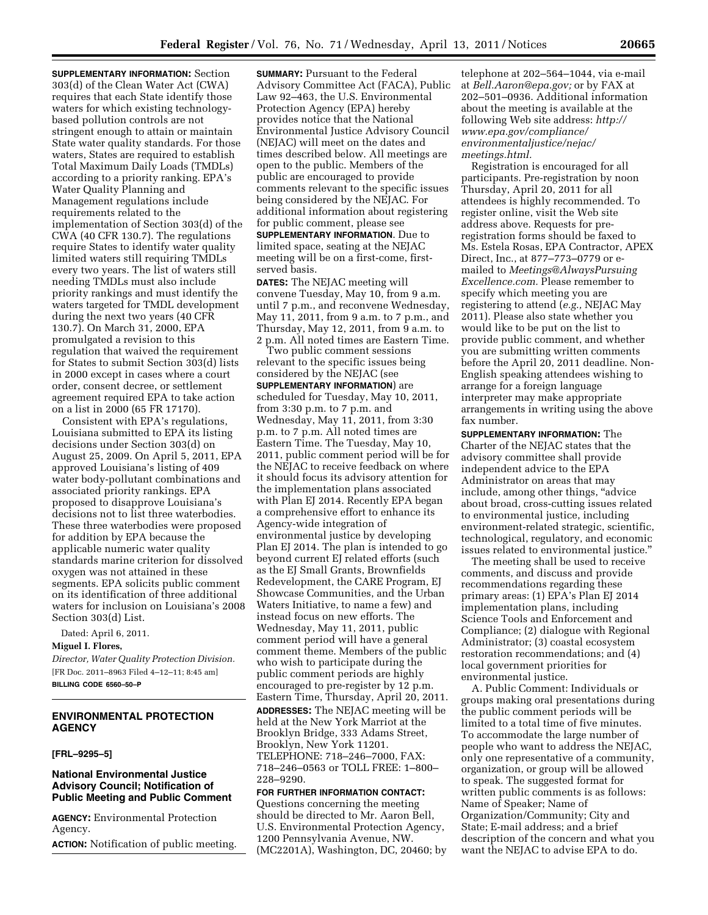**SUPPLEMENTARY INFORMATION:** Section 303(d) of the Clean Water Act (CWA) requires that each State identify those waters for which existing technology-based pollution controls are not stringent enough to attain or maintain State water quality standards. For those waters, States are required to establish Total Maximum Daily Loads (TMDLs) according to a priority ranking. EPA's Water Quality Planning and Management regulations include requirements related to the implementation of Section 303(d) of the CWA (40 CFR 130.7). The regulations require States to identify water quality limited waters still requiring TMDLs every two years. The list of waters still needing TMDLs must also include priority rankings and must identify the waters targeted for TMDL development during the next two years (40 CFR 130.7). On March 31, 2000, EPA promulgated a revision to this regulation that waived the requirement for States to submit Section 303(d) lists in 2000 except in cases where a court order, consent decree, or settlement agreement required EPA to take action on a list in 2000 (65 FR 17170).

Consistent with EPA's regulations, Louisiana submitted to EPA its listing decisions under Section 303(d) on August 25, 2009. On April 5, 2011, EPA approved Louisiana's listing of 409 water body-pollutant combinations and associated priority rankings. EPA proposed to disapprove Louisiana's decisions not to list three waterbodies. These three waterbodies were proposed for addition by EPA because the applicable numeric water quality standards marine criterion for dissolved oxygen was not attained in these segments. EPA solicits public comment on its identification of three additional waters for inclusion on Louisiana's 2008 Section 303(d) List.

Dated: April 6, 2011.

**Miguel I. Flores,**

*Director, Water Quality Protection Division.*

[FR Doc. 2011–8963 Filed 4–12–11; 8:45 am]

**BILLING CODE 6560–50–P**

## ENVIRONMENTAL PROTECTION AGENCY

**[FRL–9295–5]**

### National Environmental Justice Advisory Council; Notification of Public Meeting and Public Comment

**AGENCY:** Environmental Protection Agency.

**ACTION:** Notification of public meeting.

**SUMMARY:** Pursuant to the Federal Advisory Committee Act (FACA), Public Law 92–463, the U.S. Environmental Protection Agency (EPA) hereby provides notice that the National Environmental Justice Advisory Council (NEJAC) will meet on the dates and times described below. All meetings are open to the public. Members of the public are encouraged to provide comments relevant to the specific issues being considered by the NEJAC. For additional information about registering for public comment, please see **SUPPLEMENTARY INFORMATION**. Due to limited space, seating at the NEJAC meeting will be on a first-come, first-served basis.

**DATES:** The NEJAC meeting will convene Tuesday, May 10, from 9 a.m. until 7 p.m., and reconvene Wednesday, May 11, 2011, from 9 a.m. to 7 p.m., and Thursday, May 12, 2011, from 9 a.m. to 2 p.m. All noted times are Eastern Time.

Two public comment sessions relevant to the specific issues being considered by the NEJAC (see **SUPPLEMENTARY INFORMATION**) are scheduled for Tuesday, May 10, 2011, from 3:30 p.m. to 7 p.m. and Wednesday, May 11, 2011, from 3:30 p.m. to 7 p.m. All noted times are Eastern Time. The Tuesday, May 10, 2011, public comment period will be for the NEJAC to receive feedback on where it should focus its advisory attention for the implementation plans associated with Plan EJ 2014. Recently EPA began a comprehensive effort to enhance its Agency-wide integration of environmental justice by developing Plan EJ 2014. The plan is intended to go beyond current EJ related efforts (such as the EJ Small Grants, Brownfields Redevelopment, the CARE Program, EJ Showcase Communities, and the Urban Waters Initiative, to name a few) and instead focus on new efforts. The Wednesday, May 11, 2011, public comment period will have a general comment theme. Members of the public who wish to participate during the public comment periods are highly encouraged to pre-register by 12 p.m. Eastern Time, Thursday, April 20, 2011.

**ADDRESSES:** The NEJAC meeting will be held at the New York Marriot at the Brooklyn Bridge, 333 Adams Street, Brooklyn, New York 11201. TELEPHONE: 718–246–7000, FAX: 718–246–0563 or TOLL FREE: 1–800–228–9290.

**FOR FURTHER INFORMATION CONTACT:** Questions concerning the meeting should be directed to Mr. Aaron Bell, U.S. Environmental Protection Agency, 1200 Pennsylvania Avenue, NW. (MC2201A), Washington, DC, 20460; by telephone at 202–564–1044, via e-mail at *Bell.Aaron@epa.gov;* or by FAX at 202–501–0936. Additional information about the meeting is available at the following Web site address: *http://www.epa.gov/compliance/environmentaljustice/nejac/meetings.html.*

Registration is encouraged for all participants. Pre-registration by noon Thursday, April 20, 2011 for all attendees is highly recommended. To register online, visit the Web site address above. Requests for pre-registration forms should be faxed to Ms. Estela Rosas, EPA Contractor, APEX Direct, Inc., at 877–773–0779 or e-mailed to *Meetings@AlwaysPursuing Excellence.com.* Please remember to specify which meeting you are registering to attend (*e.g.,* NEJAC May 2011). Please also state whether you would like to be put on the list to provide public comment, and whether you are submitting written comments before the April 20, 2011 deadline. Non-English speaking attendees wishing to arrange for a foreign language interpreter may make appropriate arrangements in writing using the above fax number.

**SUPPLEMENTARY INFORMATION:** The Charter of the NEJAC states that the advisory committee shall provide independent advice to the EPA Administrator on areas that may include, among other things, "advice about broad, cross-cutting issues related to environmental justice, including environment-related strategic, scientific, technological, regulatory, and economic issues related to environmental justice."

The meeting shall be used to receive comments, and discuss and provide recommendations regarding these primary areas: (1) EPA's Plan EJ 2014 implementation plans, including Science Tools and Enforcement and Compliance; (2) dialogue with Regional Administrator; (3) coastal ecosystem restoration recommendations; and (4) local government priorities for environmental justice.

A. Public Comment: Individuals or groups making oral presentations during the public comment periods will be limited to a total time of five minutes. To accommodate the large number of people who want to address the NEJAC, only one representative of a community, organization, or group will be allowed to speak. The suggested format for written public comments is as follows: Name of Speaker; Name of Organization/Community; City and State; E-mail address; and a brief description of the concern and what you want the NEJAC to advise EPA to do.